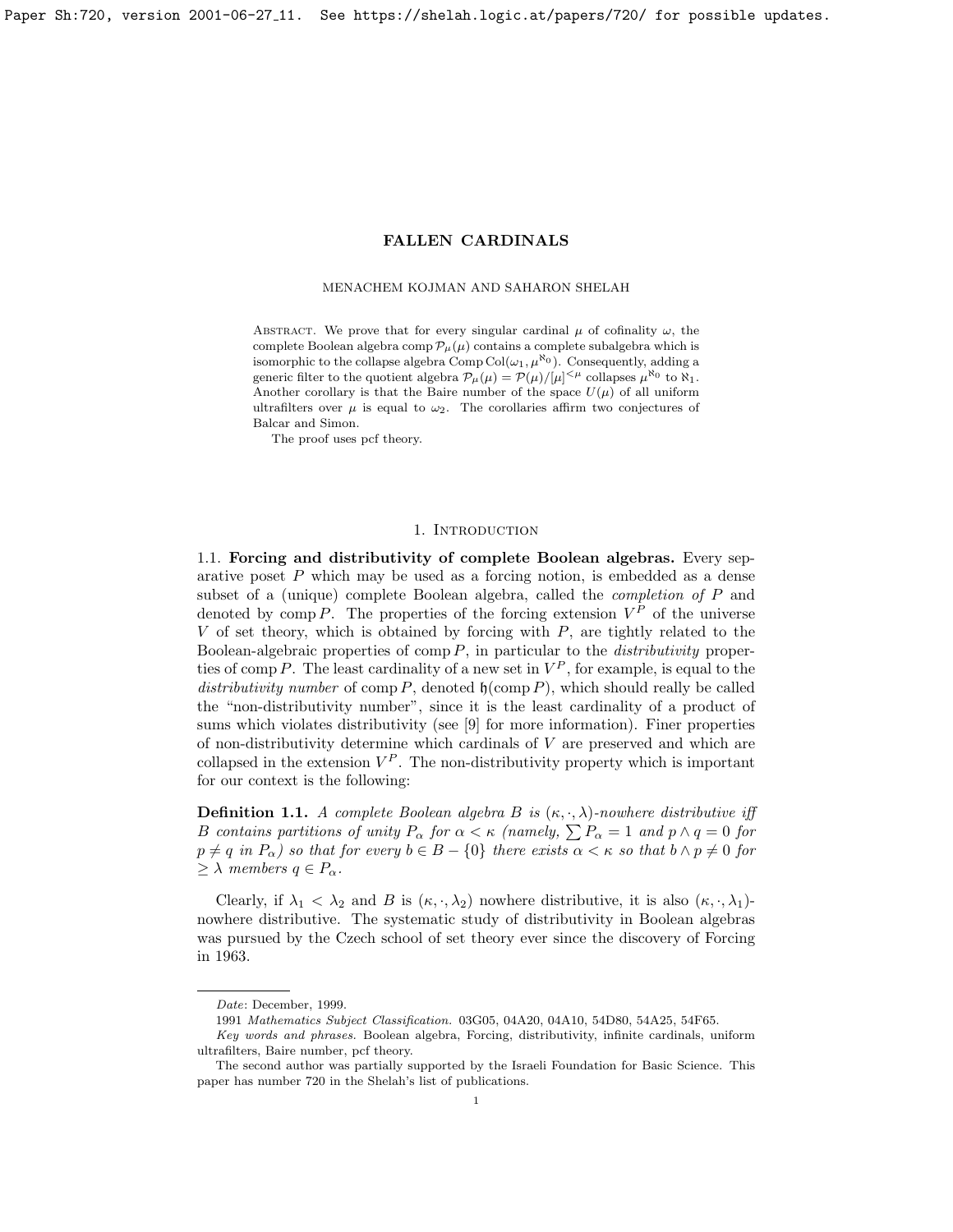# FALLEN CARDINALS

MENACHEM KOJMAN AND SAHARON SHELAH

Abstract. We prove that for every singular cardinal $\mu$ of cofinality $\omega$, the complete Boolean algebra $\operatorname{comp}\mathcal{P}_\mu(\mu)$ contains a complete subalgebra which is isomorphic to the collapse algebra $\operatorname{Comp}\operatorname{Col}(\omega_1, \mu^{\aleph_0})$. Consequently, adding a generic filter to the quotient algebra $\mathcal{P}_\mu(\mu) = \mathcal{P}(\mu)/[\mu]^{<\mu}$ collapses $\mu^{\aleph_0}$ to $\aleph_1$. Another corollary is that the Baire number of the space $U(\mu)$ of all uniform ultrafilters over $\mu$ is equal to $\omega_2$. The corollaries affirm two conjectures of Balcar and Simon.

The proof uses pcf theory.

## 1. Introduction

1.1. **Forcing and distributivity of complete Boolean algebras.** Every separative poset $P$ which may be used as a forcing notion, is embedded as a dense subset of a (unique) complete Boolean algebra, called the *completion of* $P$ and denoted by $\operatorname{comp} P$. The properties of the forcing extension $V^P$ of the universe $V$ of set theory, which is obtained by forcing with $P$, are tightly related to the Boolean-algebraic properties of $\operatorname{comp} P$, in particular to the *distributivity* properties of $\operatorname{comp} P$. The least cardinality of a new set in $V^P$, for example, is equal to the *distributivity number* of $\operatorname{comp} P$, denoted $\mathfrak{h}(\operatorname{comp} P)$, which should really be called the "non-distributivity number", since it is the least cardinality of a product of sums which violates distributivity (see [9] for more information). Finer properties of non-distributivity determine which cardinals of $V$ are preserved and which are collapsed in the extension $V^P$. The non-distributivity property which is important for our context is the following:

**Definition 1.1.** *A complete Boolean algebra $B$ is $(\kappa, \cdot, \lambda)$-nowhere distributive iff $B$ contains partitions of unity $P_\alpha$ for $\alpha < \kappa$ (namely, $\sum P_\alpha = 1$ and $p \wedge q = 0$ for $p \neq q$ in $P_\alpha$) so that for every $b \in B - \{0\}$ there exists $\alpha < \kappa$ so that $b \wedge p \neq 0$ for $\geq \lambda$ members $q \in P_\alpha$.*

Clearly, if $\lambda_1 < \lambda_2$ and $B$ is $(\kappa, \cdot, \lambda_2)$ nowhere distributive, it is also $(\kappa, \cdot, \lambda_1)$-nowhere distributive. The systematic study of distributivity in Boolean algebras was pursued by the Czech school of set theory ever since the discovery of Forcing in 1963.

---

*Date*: December, 1999.

1991 *Mathematics Subject Classification.* 03G05, 04A20, 04A10, 54D80, 54A25, 54F65.

*Key words and phrases.* Boolean algebra, Forcing, distributivity, infinite cardinals, uniform ultrafilters, Baire number, pcf theory.

The second author was partially supported by the Israeli Foundation for Basic Science. This paper has number 720 in the Shelah's list of publications.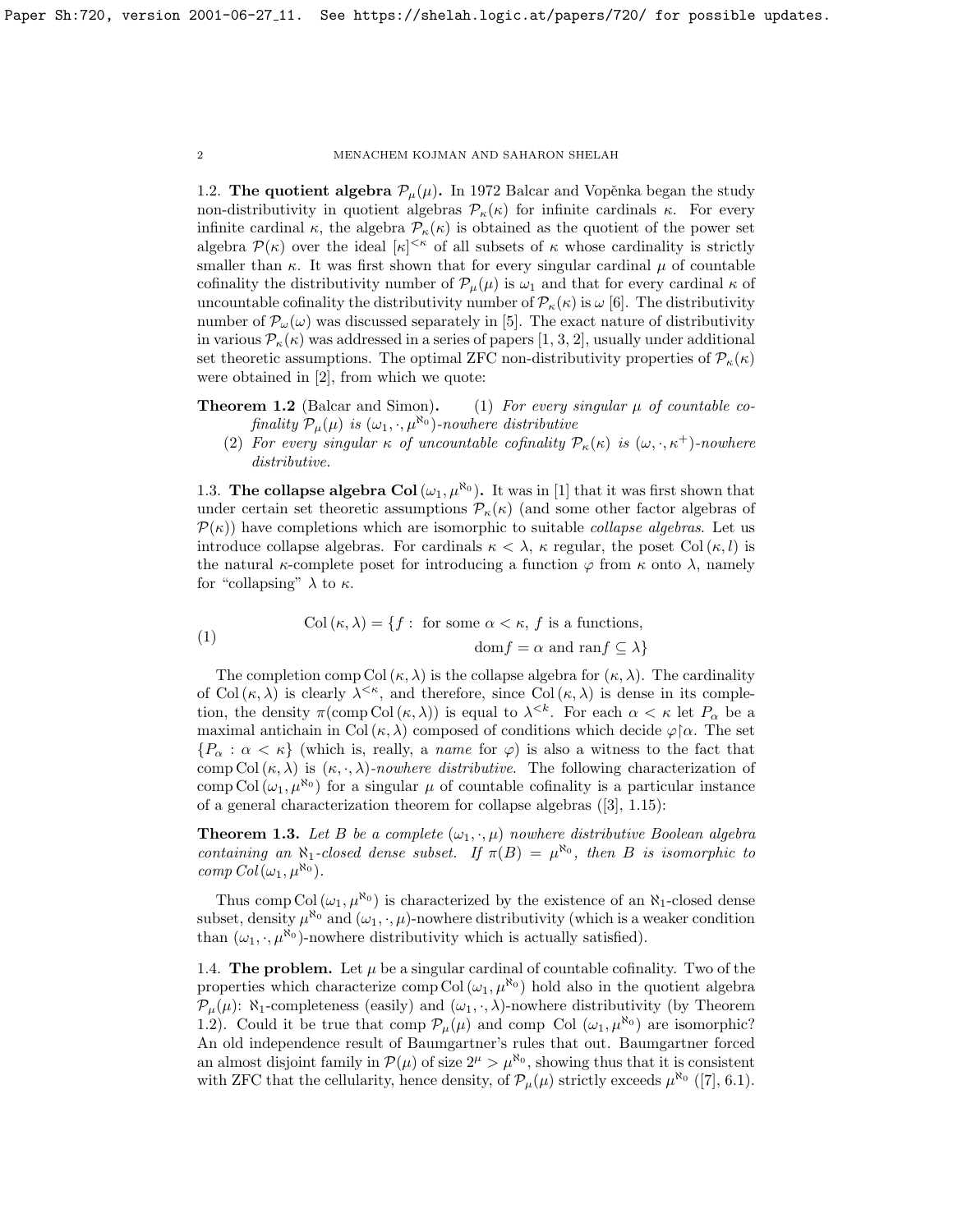### 1.2. The quotient algebra $\mathcal{P}_\mu(\mu)$.

In 1972 Balcar and Vopěnka began the study non-distributivity in quotient algebras $\mathcal{P}_\kappa(\kappa)$ for infinite cardinals $\kappa$. For every infinite cardinal $\kappa$, the algebra $\mathcal{P}_\kappa(\kappa)$ is obtained as the quotient of the power set algebra $\mathcal{P}(\kappa)$ over the ideal $[\kappa]^{<\kappa}$ of all subsets of $\kappa$ whose cardinality is strictly smaller than $\kappa$. It was first shown that for every singular cardinal $\mu$ of countable cofinality the distributivity number of $\mathcal{P}_\mu(\mu)$ is $\omega_1$ and that for every cardinal $\kappa$ of uncountable cofinality the distributivity number of $\mathcal{P}_\kappa(\kappa)$ is $\omega$ [6]. The distributivity number of $\mathcal{P}_\omega(\omega)$ was discussed separately in [5]. The exact nature of distributivity in various $\mathcal{P}_\kappa(\kappa)$ was addressed in a series of papers [1, 3, 2], usually under additional set theoretic assumptions. The optimal ZFC non-distributivity properties of $\mathcal{P}_\kappa(\kappa)$ were obtained in [2], from which we quote:

**Theorem 1.2** (Balcar and Simon)**.**
1. *For every singular $\mu$ of countable cofinality $\mathcal{P}_\mu(\mu)$ is $(\omega_1, \cdot, \mu^{\aleph_0})$-nowhere distributive*
2. *For every singular $\kappa$ of uncountable cofinality $\mathcal{P}_\kappa(\kappa)$ is $(\omega, \cdot, \kappa^+)$-nowhere distributive.*

### 1.3. The collapse algebra $\mathrm{Col}\,(\omega_1, \mu^{\aleph_0})$.

It was in [1] that it was first shown that under certain set theoretic assumptions $\mathcal{P}_\kappa(\kappa)$ (and some other factor algebras of $\mathcal{P}(\kappa)$) have completions which are isomorphic to suitable *collapse algebras*. Let us introduce collapse algebras. For cardinals $\kappa < \lambda$, $\kappa$ regular, the poset $\mathrm{Col}\,(\kappa, l)$ is the natural $\kappa$-complete poset for introducing a function $\varphi$ from $\kappa$ onto $\lambda$, namely for "collapsing" $\lambda$ to $\kappa$.

$$\mathrm{Col}\,(\kappa,\lambda) = \{f : \text{ for some } \alpha < \kappa,\ f \text{ is a functions, } \mathrm{dom} f = \alpha \text{ and } \mathrm{ran} f \subseteq \lambda\} \tag{1}$$

The completion $\mathrm{comp}\,\mathrm{Col}\,(\kappa, \lambda)$ is the collapse algebra for $(\kappa, \lambda)$. The cardinality of $\mathrm{Col}\,(\kappa, \lambda)$ is clearly $\lambda^{<\kappa}$, and therefore, since $\mathrm{Col}\,(\kappa, \lambda)$ is dense in its completion, the density $\pi(\mathrm{comp}\,\mathrm{Col}\,(\kappa, \lambda))$ is equal to $\lambda^{<k}$. For each $\alpha < \kappa$ let $P_\alpha$ be a maximal antichain in $\mathrm{Col}\,(\kappa, \lambda)$ composed of conditions which decide $\varphi\restriction\alpha$. The set $\{P_\alpha : \alpha < \kappa\}$ (which is, really, a *name* for $\varphi$) is also a witness to the fact that $\mathrm{comp}\,\mathrm{Col}\,(\kappa, \lambda)$ is $(\kappa, \cdot, \lambda)$-*nowhere distributive*. The following characterization of $\mathrm{comp}\,\mathrm{Col}\,(\omega_1, \mu^{\aleph_0})$ for a singular $\mu$ of countable cofinality is a particular instance of a general characterization theorem for collapse algebras ([3], 1.15):

**Theorem 1.3.** *Let $B$ be a complete $(\omega_1, \cdot, \mu)$ nowhere distributive Boolean algebra containing an $\aleph_1$-closed dense subset. If $\pi(B) = \mu^{\aleph_0}$, then $B$ is isomorphic to comp $\mathrm{Col}\,(\omega_1, \mu^{\aleph_0})$.*

Thus $\mathrm{comp}\,\mathrm{Col}\,(\omega_1, \mu^{\aleph_0})$ is characterized by the existence of an $\aleph_1$-closed dense subset, density $\mu^{\aleph_0}$ and $(\omega_1, \cdot, \mu)$-nowhere distributivity (which is a weaker condition than $(\omega_1, \cdot, \mu^{\aleph_0})$-nowhere distributivity which is actually satisfied).

### 1.4. The problem.

Let $\mu$ be a singular cardinal of countable cofinality. Two of the properties which characterize $\mathrm{comp}\,\mathrm{Col}\,(\omega_1, \mu^{\aleph_0})$ hold also in the quotient algebra $\mathcal{P}_\mu(\mu)$: $\aleph_1$-completeness (easily) and $(\omega_1, \cdot, \lambda)$-nowhere distributivity (by Theorem 1.2). Could it be true that $\mathrm{comp}\,\mathcal{P}_\mu(\mu)$ and $\mathrm{comp}\ \mathrm{Col}\,(\omega_1, \mu^{\aleph_0})$ are isomorphic? An old independence result of Baumgartner's rules that out. Baumgartner forced an almost disjoint family in $\mathcal{P}(\mu)$ of size $2^\mu > \mu^{\aleph_0}$, showing thus that it is consistent with ZFC that the cellularity, hence density, of $\mathcal{P}_\mu(\mu)$ strictly exceeds $\mu^{\aleph_0}$ ([7], 6.1).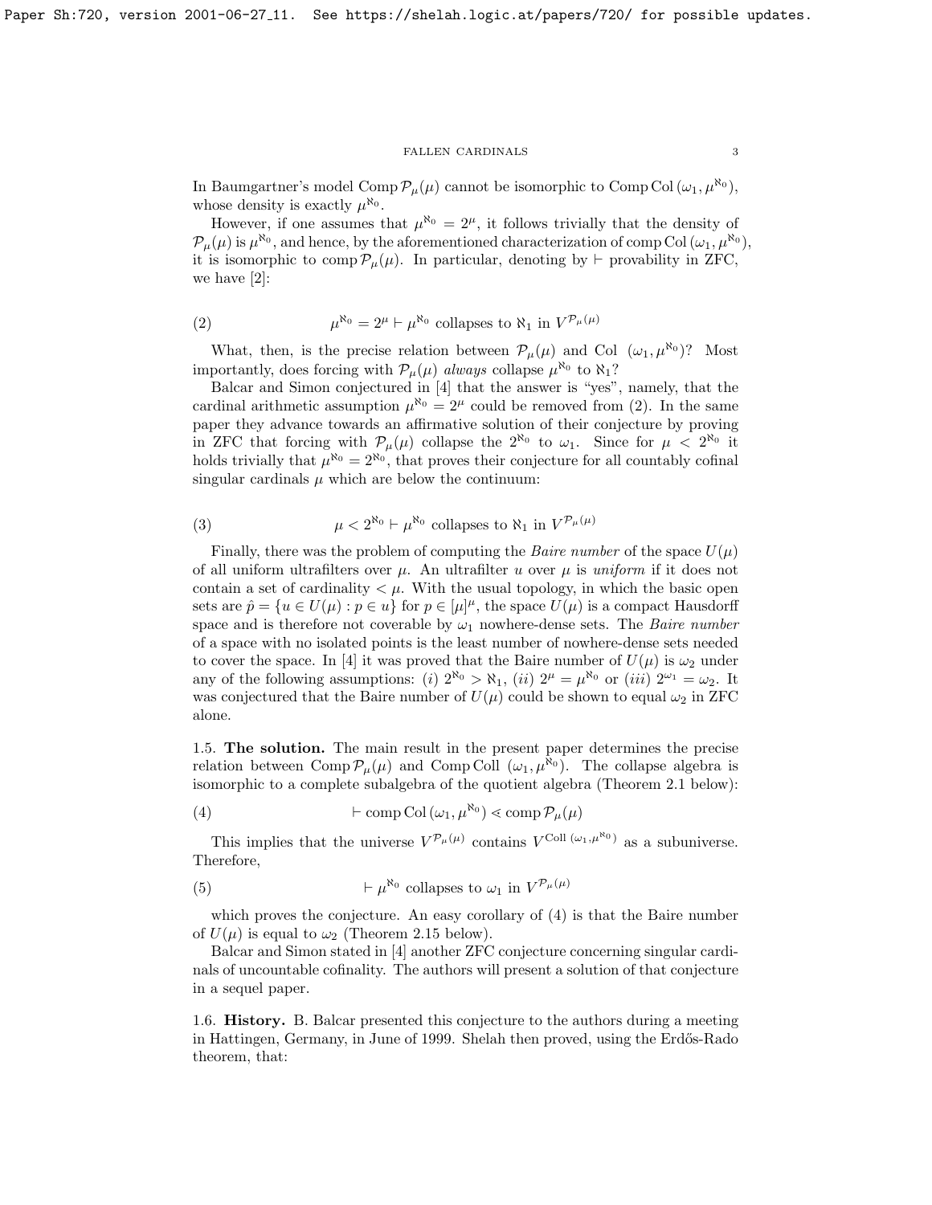In Baumgartner's model Comp $\mathcal{P}_\mu(\mu)$ cannot be isomorphic to Comp Col $(\omega_1, \mu^{\aleph_0})$, whose density is exactly $\mu^{\aleph_0}$.

However, if one assumes that $\mu^{\aleph_0} = 2^\mu$, it follows trivially that the density of $\mathcal{P}_\mu(\mu)$ is $\mu^{\aleph_0}$, and hence, by the aforementioned characterization of comp Col $(\omega_1, \mu^{\aleph_0})$, it is isomorphic to comp $\mathcal{P}_\mu(\mu)$. In particular, denoting by $\vdash$ provability in ZFC, we have [2]:

$$\mu^{\aleph_0} = 2^\mu \vdash \mu^{\aleph_0} \text{ collapses to } \aleph_1 \text{ in } V^{\mathcal{P}_\mu(\mu)} \tag{2}$$

What, then, is the precise relation between $\mathcal{P}_\mu(\mu)$ and Col $(\omega_1, \mu^{\aleph_0})$? Most importantly, does forcing with $\mathcal{P}_\mu(\mu)$ *always* collapse $\mu^{\aleph_0}$ to $\aleph_1$?

Balcar and Simon conjectured in [4] that the answer is "yes", namely, that the cardinal arithmetic assumption $\mu^{\aleph_0} = 2^\mu$ could be removed from (2). In the same paper they advance towards an affirmative solution of their conjecture by proving in ZFC that forcing with $\mathcal{P}_\mu(\mu)$ collapse the $2^{\aleph_0}$ to $\omega_1$. Since for $\mu < 2^{\aleph_0}$ it holds trivially that $\mu^{\aleph_0} = 2^{\aleph_0}$, that proves their conjecture for all countably cofinal singular cardinals $\mu$ which are below the continuum:

$$\mu < 2^{\aleph_0} \vdash \mu^{\aleph_0} \text{ collapses to } \aleph_1 \text{ in } V^{\mathcal{P}_\mu(\mu)} \tag{3}$$

Finally, there was the problem of computing the *Baire number* of the space $U(\mu)$ of all uniform ultrafilters over $\mu$. An ultrafilter $u$ over $\mu$ is *uniform* if it does not contain a set of cardinality $< \mu$. With the usual topology, in which the basic open sets are $\hat{p} = \{u \in U(\mu) : p \in u\}$ for $p \in [\mu]^\mu$, the space $U(\mu)$ is a compact Hausdorff space and is therefore not coverable by $\omega_1$ nowhere-dense sets. The *Baire number* of a space with no isolated points is the least number of nowhere-dense sets needed to cover the space. In [4] it was proved that the Baire number of $U(\mu)$ is $\omega_2$ under any of the following assumptions: $(i)$ $2^{\aleph_0} > \aleph_1$, $(ii)$ $2^\mu = \mu^{\aleph_0}$ or $(iii)$ $2^{\omega_1} = \omega_2$. It was conjectured that the Baire number of $U(\mu)$ could be shown to equal $\omega_2$ in ZFC alone.

**1.5. The solution.** The main result in the present paper determines the precise relation between Comp $\mathcal{P}_\mu(\mu)$ and Comp Coll $(\omega_1, \mu^{\aleph_0})$. The collapse algebra is isomorphic to a complete subalgebra of the quotient algebra (Theorem 2.1 below):

$$\vdash \text{comp Col}\,(\omega_1, \mu^{\aleph_0}) \lessdot \text{comp}\,\mathcal{P}_\mu(\mu) \tag{4}$$

This implies that the universe $V^{\mathcal{P}_\mu(\mu)}$ contains $V^{\text{Coll}\,(\omega_1, \mu^{\aleph_0})}$ as a subuniverse. Therefore,

$$\vdash \mu^{\aleph_0} \text{ collapses to } \omega_1 \text{ in } V^{\mathcal{P}_\mu(\mu)} \tag{5}$$

which proves the conjecture. An easy corollary of (4) is that the Baire number of $U(\mu)$ is equal to $\omega_2$ (Theorem 2.15 below).

Balcar and Simon stated in [4] another ZFC conjecture concerning singular cardinals of uncountable cofinality. The authors will present a solution of that conjecture in a sequel paper.

**1.6. History.** B. Balcar presented this conjecture to the authors during a meeting in Hattingen, Germany, in June of 1999. Shelah then proved, using the Erdős-Rado theorem, that: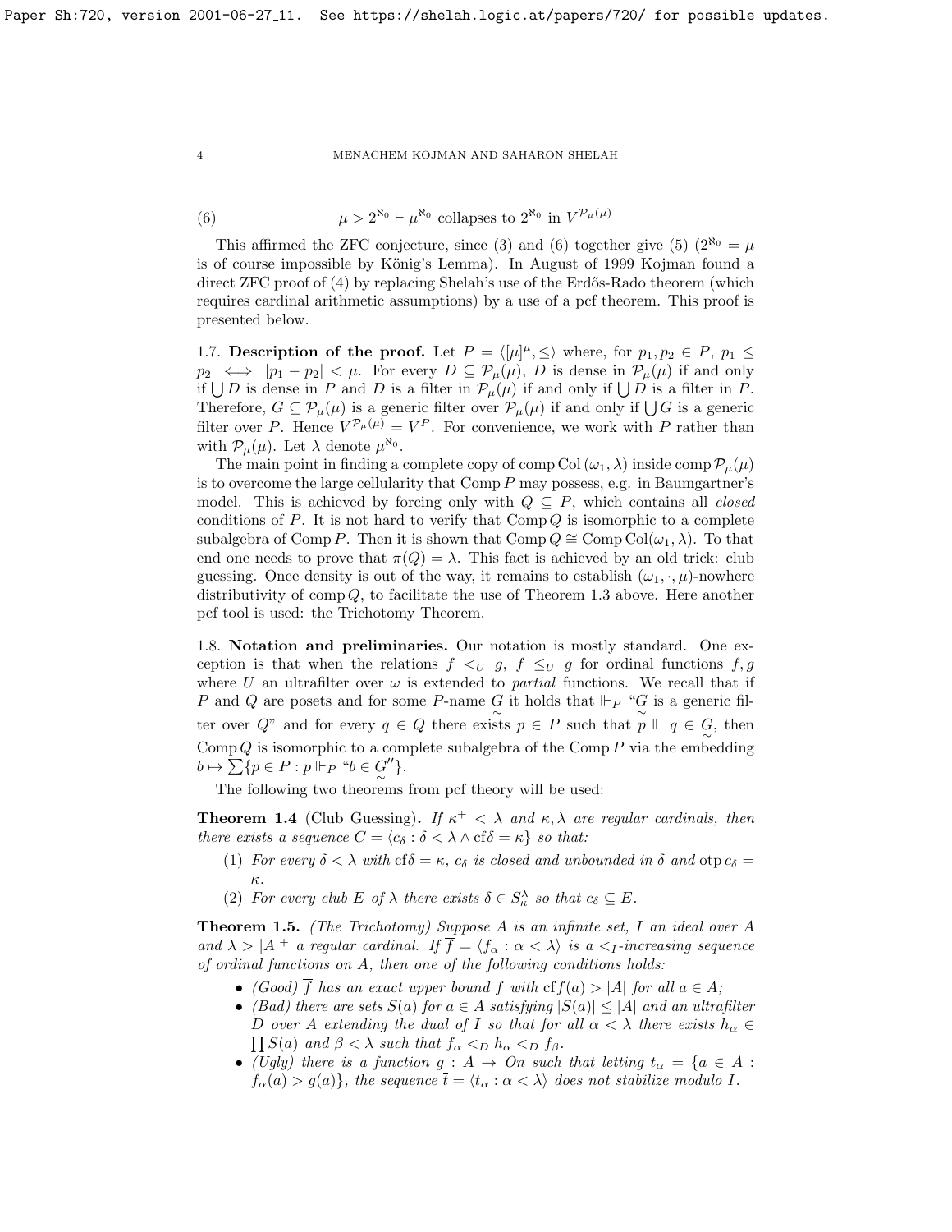$$\mu > 2^{\aleph_0} \vdash \mu^{\aleph_0} \text{ collapses to } 2^{\aleph_0} \text{ in } V^{\mathcal{P}_\mu(\mu)} \tag{6}$$

This affirmed the ZFC conjecture, since (3) and (6) together give (5) ($2^{\aleph_0} = \mu$ is of course impossible by König's Lemma). In August of 1999 Kojman found a direct ZFC proof of (4) by replacing Shelah's use of the Erdős-Rado theorem (which requires cardinal arithmetic assumptions) by a use of a pcf theorem. This proof is presented below.

**1.7. Description of the proof.** Let $P = \langle [\mu]^\mu, \leq \rangle$ where, for $p_1, p_2 \in P$, $p_1 \leq p_2 \iff |p_1 - p_2| < \mu$. For every $D \subseteq \mathcal{P}_\mu(\mu)$, $D$ is dense in $\mathcal{P}_\mu(\mu)$ if and only if $\bigcup D$ is dense in $P$ and $D$ is a filter in $\mathcal{P}_\mu(\mu)$ if and only if $\bigcup D$ is a filter in $P$. Therefore, $G \subseteq \mathcal{P}_\mu(\mu)$ is a generic filter over $\mathcal{P}_\mu(\mu)$ if and only if $\bigcup G$ is a generic filter over $P$. Hence $V^{\mathcal{P}_\mu(\mu)} = V^P$. For convenience, we work with $P$ rather than with $\mathcal{P}_\mu(\mu)$. Let $\lambda$ denote $\mu^{\aleph_0}$.

The main point in finding a complete copy of $\operatorname{comp} \operatorname{Col}(\omega_1, \lambda)$ inside $\operatorname{comp} \mathcal{P}_\mu(\mu)$ is to overcome the large cellularity that $\operatorname{Comp} P$ may possess, e.g. in Baumgartner's model. This is achieved by forcing only with $Q \subseteq P$, which contains all *closed* conditions of $P$. It is not hard to verify that $\operatorname{Comp} Q$ is isomorphic to a complete subalgebra of $\operatorname{Comp} P$. Then it is shown that $\operatorname{Comp} Q \cong \operatorname{Comp} \operatorname{Col}(\omega_1, \lambda)$. To that end one needs to prove that $\pi(Q) = \lambda$. This fact is achieved by an old trick: club guessing. Once density is out of the way, it remains to establish $(\omega_1, \cdot, \mu)$-nowhere distributivity of $\operatorname{comp} Q$, to facilitate the use of Theorem 1.3 above. Here another pcf tool is used: the Trichotomy Theorem.

**1.8. Notation and preliminaries.** Our notation is mostly standard. One exception is that when the relations $f <_U g$, $f \leq_U g$ for ordinal functions $f, g$ where $U$ an ultrafilter over $\omega$ is extended to *partial* functions. We recall that if $P$ and $Q$ are posets and for some $P$-name $\underset{\sim}{G}$ it holds that $\Vdash_P$ "$\underset{\sim}{G}$ is a generic filter over $Q$" and for every $q \in Q$ there exists $p \in P$ such that $p \Vdash q \in \underset{\sim}{G}$, then $\operatorname{Comp} Q$ is isomorphic to a complete subalgebra of the $\operatorname{Comp} P$ via the embedding $b \mapsto \sum\{p \in P : p \Vdash_P \text{“}b \in \underset{\sim}{G}''\}$.

The following two theorems from pcf theory will be used:

**Theorem 1.4** (Club Guessing)**.** *If $\kappa^+ < \lambda$ and $\kappa, \lambda$ are regular cardinals, then there exists a sequence $\overline{C} = \langle c_\delta : \delta < \lambda \wedge \operatorname{cf}\delta = \kappa \rangle$ so that:*

1. *For every $\delta < \lambda$ with $\operatorname{cf}\delta = \kappa$, $c_\delta$ is closed and unbounded in $\delta$ and $\operatorname{otp} c_\delta = \kappa$.*
2. *For every club $E$ of $\lambda$ there exists $\delta \in S^\lambda_\kappa$ so that $c_\delta \subseteq E$.*

**Theorem 1.5.** *(The Trichotomy) Suppose $A$ is an infinite set, $I$ an ideal over $A$ and $\lambda > |A|^+$ a regular cardinal. If $\overline{f} = \langle f_\alpha : \alpha < \lambda \rangle$ is a $<_I$-increasing sequence of ordinal functions on $A$, then one of the following conditions holds:*

- *(Good) $\overline{f}$ has an exact upper bound $f$ with $\operatorname{cf} f(a) > |A|$ for all $a \in A$;*
- *(Bad) there are sets $S(a)$ for $a \in A$ satisfying $|S(a)| \leq |A|$ and an ultrafilter $D$ over $A$ extending the dual of $I$ so that for all $\alpha < \lambda$ there exists $h_\alpha \in \prod S(a)$ and $\beta < \lambda$ such that $f_\alpha <_D h_\alpha <_D f_\beta$.*
- *(Ugly) there is a function $g : A \to On$ such that letting $t_\alpha = \{a \in A : f_\alpha(a) > g(a)\}$, the sequence $\overline{t} = \langle t_\alpha : \alpha < \lambda \rangle$ does not stabilize modulo $I$.*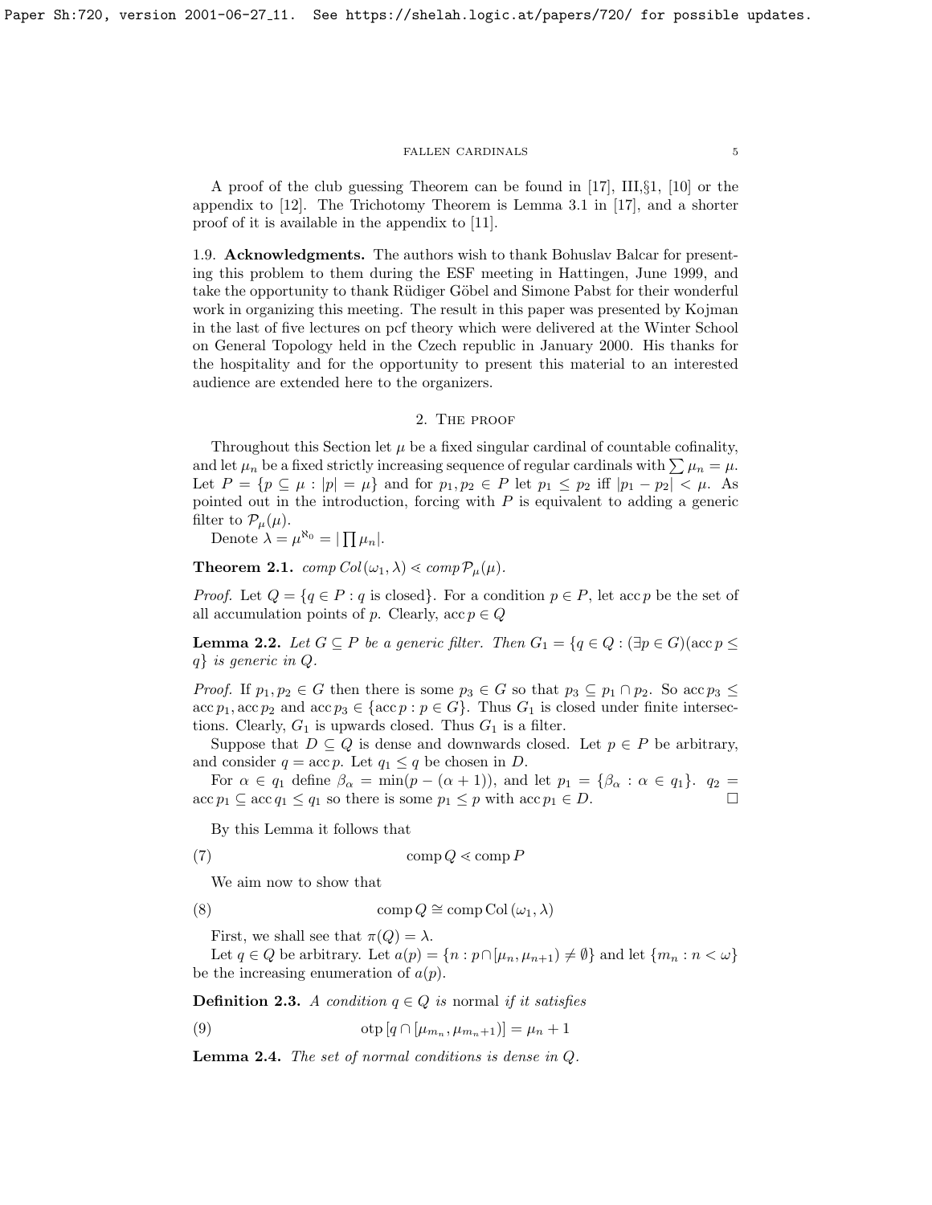A proof of the club guessing Theorem can be found in [17], III,§1, [10] or the appendix to [12]. The Trichotomy Theorem is Lemma 3.1 in [17], and a shorter proof of it is available in the appendix to [11].

1.9. **Acknowledgments.** The authors wish to thank Bohuslav Balcar for presenting this problem to them during the ESF meeting in Hattingen, June 1999, and take the opportunity to thank Rüdiger Göbel and Simone Pabst for their wonderful work in organizing this meeting. The result in this paper was presented by Kojman in the last of five lectures on pcf theory which were delivered at the Winter School on General Topology held in the Czech republic in January 2000. His thanks for the hospitality and for the opportunity to present this material to an interested audience are extended here to the organizers.

## 2. The proof

Throughout this Section let $\mu$ be a fixed singular cardinal of countable cofinality, and let $\mu_n$ be a fixed strictly increasing sequence of regular cardinals with $\sum \mu_n = \mu$. Let $P = \{p \subseteq \mu : |p| = \mu\}$ and for $p_1, p_2 \in P$ let $p_1 \leq p_2$ iff $|p_1 - p_2| < \mu$. As pointed out in the introduction, forcing with $P$ is equivalent to adding a generic filter to $\mathcal{P}_\mu(\mu)$.

Denote $\lambda = \mu^{\aleph_0} = |\prod \mu_n|$.

**Theorem 2.1.** *comp* $Col(\omega_1, \lambda) \lessdot$ *comp* $\mathcal{P}_\mu(\mu)$.

*Proof.* Let $Q = \{q \in P : q \text{ is closed}\}$. For a condition $p \in P$, let $\operatorname{acc} p$ be the set of all accumulation points of $p$. Clearly, $\operatorname{acc} p \in Q$

**Lemma 2.2.** *Let $G \subseteq P$ be a generic filter. Then $G_1 = \{q \in Q : (\exists p \in G)(\operatorname{acc} p \leq q\}$ is generic in $Q$.*

*Proof.* If $p_1, p_2 \in G$ then there is some $p_3 \in G$ so that $p_3 \subseteq p_1 \cap p_2$. So $\operatorname{acc} p_3 \leq \operatorname{acc} p_1, \operatorname{acc} p_2$ and $\operatorname{acc} p_3 \in \{\operatorname{acc} p : p \in G\}$. Thus $G_1$ is closed under finite intersections. Clearly, $G_1$ is upwards closed. Thus $G_1$ is a filter.

Suppose that $D \subseteq Q$ is dense and downwards closed. Let $p \in P$ be arbitrary, and consider $q = \operatorname{acc} p$. Let $q_1 \leq q$ be chosen in $D$.

For $\alpha \in q_1$ define $\beta_\alpha = \min(p - (\alpha + 1))$, and let $p_1 = \{\beta_\alpha : \alpha \in q_1\}$. $q_2 = \operatorname{acc} p_1 \subseteq \operatorname{acc} q_1 \leq q_1$ so there is some $p_1 \leq p$ with $\operatorname{acc} p_1 \in D$. $\square$

By this Lemma it follows that

$$\operatorname{comp} Q \lessdot \operatorname{comp} P \tag{7}$$

We aim now to show that

$$\operatorname{comp} Q \cong \operatorname{comp} \operatorname{Col}(\omega_1, \lambda) \tag{8}$$

First, we shall see that $\pi(Q) = \lambda$.

Let $q \in Q$ be arbitrary. Let $a(p) = \{n : p \cap [\mu_n, \mu_{n+1}) \neq \emptyset\}$ and let $\{m_n : n < \omega\}$ be the increasing enumeration of $a(p)$.

**Definition 2.3.** *A condition $q \in Q$ is* normal *if it satisfies*

$$\operatorname{otp}[q \cap [\mu_{m_n}, \mu_{m_n+1})] = \mu_n + 1 \tag{9}$$

**Lemma 2.4.** *The set of normal conditions is dense in $Q$.*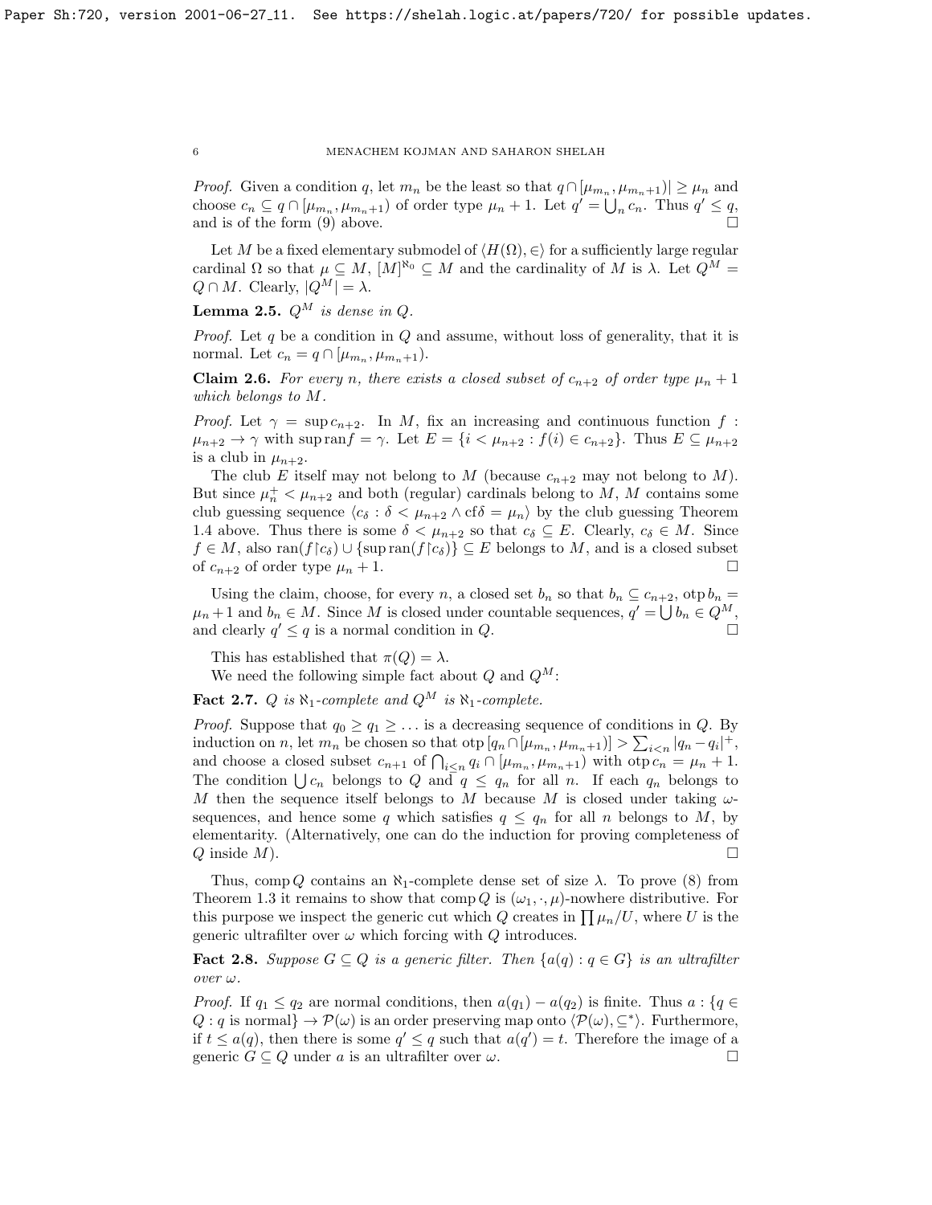*Proof.* Given a condition $q$, let $m_n$ be the least so that $q \cap [\mu_{m_n}, \mu_{m_n+1})| \geq \mu_n$ and choose $c_n \subseteq q \cap [\mu_{m_n}, \mu_{m_n+1})$ of order type $\mu_n + 1$. Let $q' = \bigcup_n c_n$. Thus $q' \leq q$, and is of the form (9) above. $\square$

Let $M$ be a fixed elementary submodel of $\langle H(\Omega), \in \rangle$ for a sufficiently large regular cardinal $\Omega$ so that $\mu \subseteq M$, $[M]^{\aleph_0} \subseteq M$ and the cardinality of $M$ is $\lambda$. Let $Q^M = Q \cap M$. Clearly, $|Q^M| = \lambda$.

**Lemma 2.5.** *$Q^M$ is dense in $Q$.*

*Proof.* Let $q$ be a condition in $Q$ and assume, without loss of generality, that it is normal. Let $c_n = q \cap [\mu_{m_n}, \mu_{m_n+1})$.

**Claim 2.6.** *For every $n$, there exists a closed subset of $c_{n+2}$ of order type $\mu_n + 1$ which belongs to $M$.*

*Proof.* Let $\gamma = \sup c_{n+2}$. In $M$, fix an increasing and continuous function $f : \mu_{n+2} \to \gamma$ with $\sup \operatorname{ran} f = \gamma$. Let $E = \{i < \mu_{n+2} : f(i) \in c_{n+2}\}$. Thus $E \subseteq \mu_{n+2}$ is a club in $\mu_{n+2}$.

The club $E$ itself may not belong to $M$ (because $c_{n+2}$ may not belong to $M$). But since $\mu_n^+ < \mu_{n+2}$ and both (regular) cardinals belong to $M$, $M$ contains some club guessing sequence $\langle c_\delta : \delta < \mu_{n+2} \wedge \operatorname{cf}\delta = \mu_n \rangle$ by the club guessing Theorem 1.4 above. Thus there is some $\delta < \mu_{n+2}$ so that $c_\delta \subseteq E$. Clearly, $c_\delta \in M$. Since $f \in M$, also $\operatorname{ran}(f \restriction c_\delta) \cup \{\sup \operatorname{ran}(f \restriction c_\delta)\} \subseteq E$ belongs to $M$, and is a closed subset of $c_{n+2}$ of order type $\mu_n + 1$. $\square$

Using the claim, choose, for every $n$, a closed set $b_n$ so that $b_n \subseteq c_{n+2}$, $\operatorname{otp} b_n = \mu_n + 1$ and $b_n \in M$. Since $M$ is closed under countable sequences, $q' = \bigcup b_n \in Q^M$, and clearly $q' \leq q$ is a normal condition in $Q$. $\square$

This has established that $\pi(Q) = \lambda$.

We need the following simple fact about $Q$ and $Q^M$:

**Fact 2.7.** *$Q$ is $\aleph_1$-complete and $Q^M$ is $\aleph_1$-complete.*

*Proof.* Suppose that $q_0 \geq q_1 \geq \dots$ is a decreasing sequence of conditions in $Q$. By induction on $n$, let $m_n$ be chosen so that $\operatorname{otp}[q_n \cap [\mu_{m_n}, \mu_{m_n+1})] > \sum_{i<n} |q_n - q_i|^+$, and choose a closed subset $c_{n+1}$ of $\bigcap_{i \leq n} q_i \cap [\mu_{m_n}, \mu_{m_n+1})$ with $\operatorname{otp} c_n = \mu_n + 1$. The condition $\bigcup c_n$ belongs to $Q$ and $q \leq q_n$ for all $n$. If each $q_n$ belongs to $M$ then the sequence itself belongs to $M$ because $M$ is closed under taking $\omega$-sequences, and hence some $q$ which satisfies $q \leq q_n$ for all $n$ belongs to $M$, by elementarity. (Alternatively, one can do the induction for proving completeness of $Q$ inside $M$). $\square$

Thus, $\operatorname{comp} Q$ contains an $\aleph_1$-complete dense set of size $\lambda$. To prove (8) from Theorem 1.3 it remains to show that $\operatorname{comp} Q$ is $(\omega_1, \cdot, \mu)$-nowhere distributive. For this purpose we inspect the generic cut which $Q$ creates in $\prod \mu_n / U$, where $U$ is the generic ultrafilter over $\omega$ which forcing with $Q$ introduces.

**Fact 2.8.** *Suppose $G \subseteq Q$ is a generic filter. Then $\{a(q) : q \in G\}$ is an ultrafilter over $\omega$.*

*Proof.* If $q_1 \leq q_2$ are normal conditions, then $a(q_1) - a(q_2)$ is finite. Thus $a : \{q \in Q : q \text{ is normal}\} \to \mathcal{P}(\omega)$ is an order preserving map onto $\langle \mathcal{P}(\omega), \subseteq^* \rangle$. Furthermore, if $t \leq a(q)$, then there is some $q' \leq q$ such that $a(q') = t$. Therefore the image of a generic $G \subseteq Q$ under $a$ is an ultrafilter over $\omega$. $\square$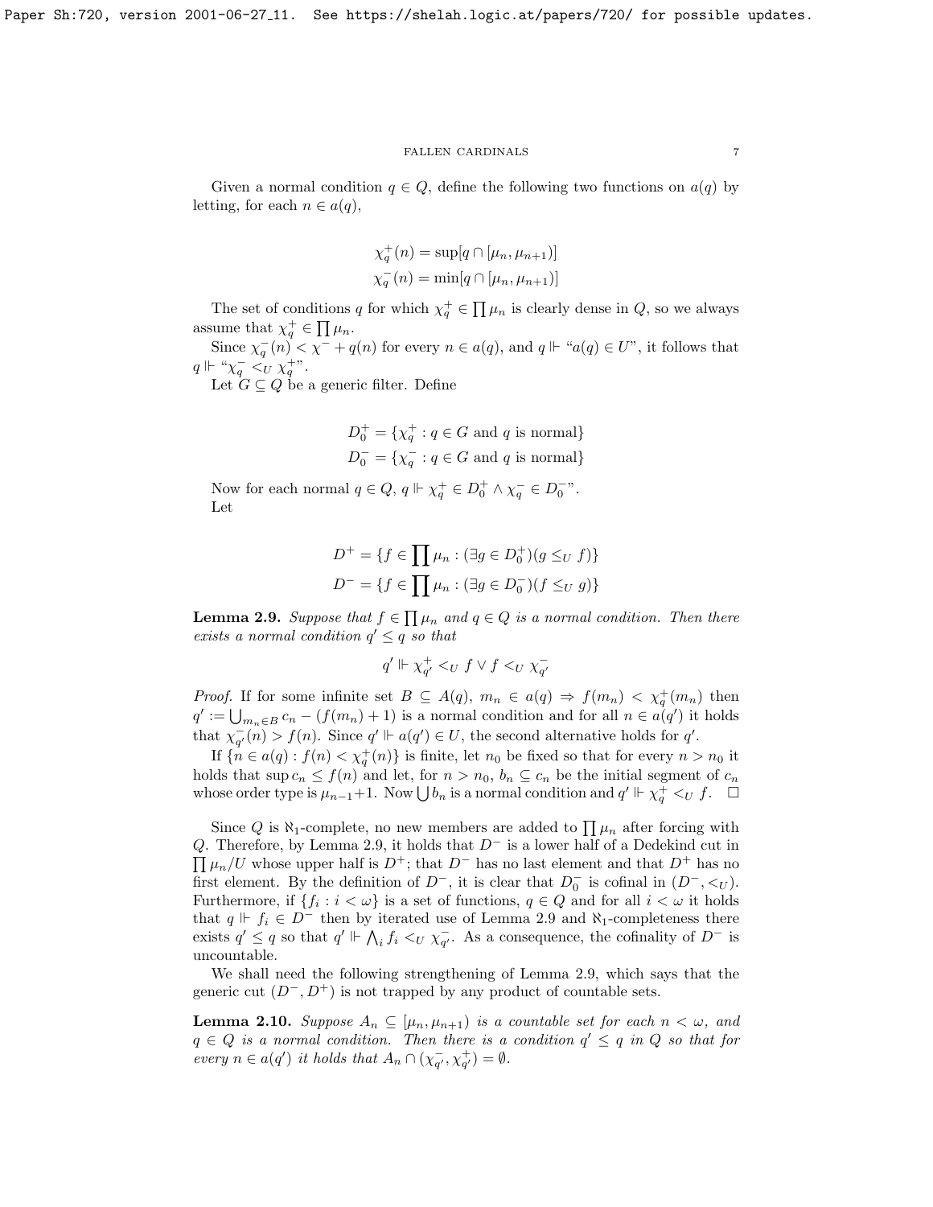Given a normal condition $q \in Q$, define the following two functions on $a(q)$ by letting, for each $n \in a(q)$,

$$\chi_q^+(n) = \sup[q \cap [\mu_n, \mu_{n+1})]$$
$$\chi_q^-(n) = \min[q \cap [\mu_n, \mu_{n+1})]$$

The set of conditions $q$ for which $\chi_q^+ \in \prod \mu_n$ is clearly dense in $Q$, so we always assume that $\chi_q^+ \in \prod \mu_n$.

Since $\chi_q^-(n) < \chi^- + q(n)$ for every $n \in a(q)$, and $q \Vdash$ "$a(q) \in U$", it follows that $q \Vdash$ "$\chi_q^- <_U \chi_q^+$".

Let $G \subseteq Q$ be a generic filter. Define

$$D_0^+ = \{\chi_q^+ : q \in G \text{ and } q \text{ is normal}\}$$
$$D_0^- = \{\chi_q^- : q \in G \text{ and } q \text{ is normal}\}$$

Now for each normal $q \in Q$, $q \Vdash \chi_q^+ \in D_0^+ \wedge \chi_q^- \in D_0^-$".

Let

$$D^+ = \{f \in \prod \mu_n : (\exists g \in D_0^+)(g \leq_U f)\}$$
$$D^- = \{f \in \prod \mu_n : (\exists g \in D_0^-)(f \leq_U g)\}$$

**Lemma 2.9.** *Suppose that $f \in \prod \mu_n$ and $q \in Q$ is a normal condition. Then there exists a normal condition $q' \leq q$ so that*

$$q' \Vdash \chi_{q'}^+ <_U f \vee f <_U \chi_{q'}^-$$

*Proof.* If for some infinite set $B \subseteq A(q)$, $m_n \in a(q) \Rightarrow f(m_n) < \chi_q^+(m_n)$ then $q' := \bigcup_{m_n \in B} c_n - (f(m_n) + 1)$ is a normal condition and for all $n \in a(q')$ it holds that $\chi_{q'}^-(n) > f(n)$. Since $q' \Vdash a(q') \in U$, the second alternative holds for $q'$.

If $\{n \in a(q) : f(n) < \chi_q^+(n)\}$ is finite, let $n_0$ be fixed so that for every $n > n_0$ it holds that $\sup c_n \leq f(n)$ and let, for $n > n_0$, $b_n \subseteq c_n$ be the initial segment of $c_n$ whose order type is $\mu_{n-1}+1$. Now $\bigcup b_n$ is a normal condition and $q' \Vdash \chi_q^+ <_U f$. $\square$

Since $Q$ is $\aleph_1$-complete, no new members are added to $\prod \mu_n$ after forcing with $Q$. Therefore, by Lemma 2.9, it holds that $D^-$ is a lower half of a Dedekind cut in $\prod \mu_n / U$ whose upper half is $D^+$; that $D^-$ has no last element and that $D^+$ has no first element. By the definition of $D^-$, it is clear that $D_0^-$ is cofinal in $(D^-, <_U)$. Furthermore, if $\{f_i : i < \omega\}$ is a set of functions, $q \in Q$ and for all $i < \omega$ it holds that $q \Vdash f_i \in D^-$ then by iterated use of Lemma 2.9 and $\aleph_1$-completeness there exists $q' \leq q$ so that $q' \Vdash \bigwedge_i f_i <_U \chi_{q'}^-$. As a consequence, the cofinality of $D^-$ is uncountable.

We shall need the following strengthening of Lemma 2.9, which says that the generic cut $(D^-, D^+)$ is not trapped by any product of countable sets.

**Lemma 2.10.** *Suppose $A_n \subseteq [\mu_n, \mu_{n+1})$ is a countable set for each $n < \omega$, and $q \in Q$ is a normal condition. Then there is a condition $q' \leq q$ in $Q$ so that for every $n \in a(q')$ it holds that $A_n \cap (\chi_{q'}^-, \chi_{q'}^+) = \emptyset$.*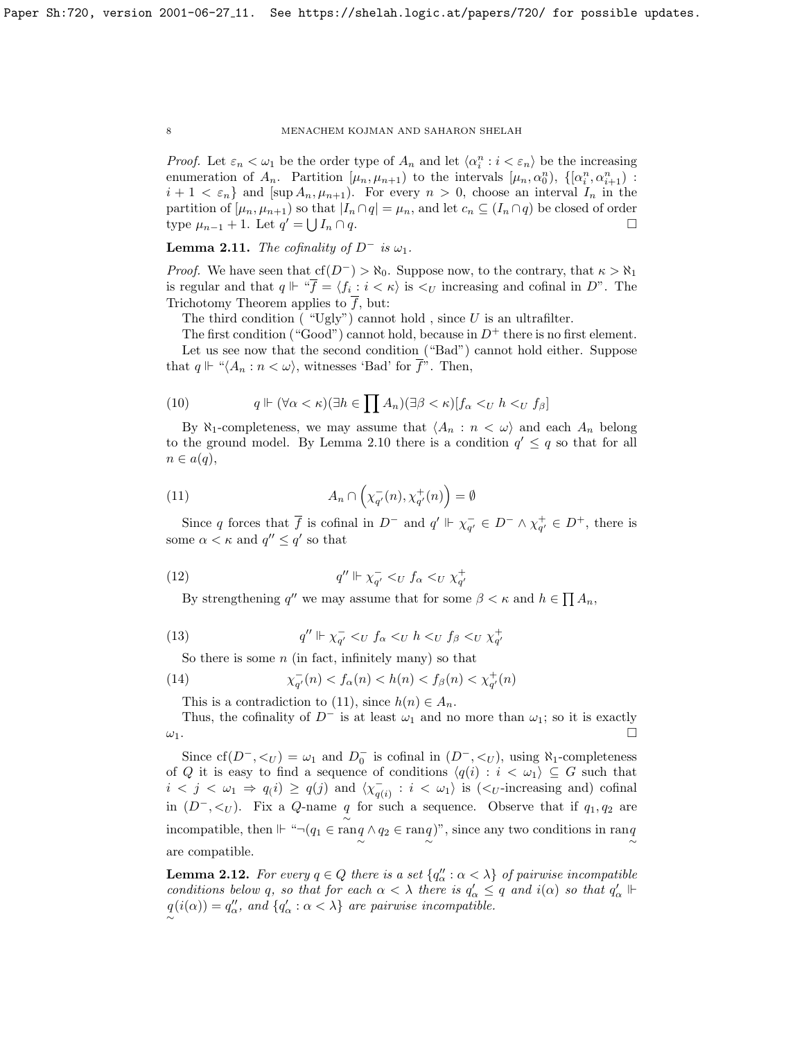*Proof.* Let $\varepsilon_n < \omega_1$ be the order type of $A_n$ and let $\langle \alpha^n_i : i < \varepsilon_n \rangle$ be the increasing enumeration of $A_n$. Partition $[\mu_n, \mu_{n+1})$ to the intervals $[\mu_n, \alpha^n_0)$, $\{[\alpha^n_i, \alpha^n_{i+1}) : i + 1 < \varepsilon_n\}$ and $[\sup A_n, \mu_{n+1})$. For every $n > 0$, choose an interval $I_n$ in the partition of $[\mu_n, \mu_{n+1})$ so that $|I_n \cap q| = \mu_n$, and let $c_n \subseteq (I_n \cap q)$ be closed of order type $\mu_{n-1} + 1$. Let $q' = \bigcup I_n \cap q$. $\square$

**Lemma 2.11.** *The cofinality of $D^-$ is $\omega_1$.*

*Proof.* We have seen that $\mathrm{cf}(D^-) > \aleph_0$. Suppose now, to the contrary, that $\kappa > \aleph_1$ is regular and that $q \Vdash$ "$\overline{f} = \langle f_i : i < \kappa \rangle$ is $<_U$ increasing and cofinal in $D$". The Trichotomy Theorem applies to $\overline{f}$, but:

The third condition ( "Ugly") cannot hold , since $U$ is an ultrafilter.

The first condition ("Good") cannot hold, because in $D^+$ there is no first element.

Let us see now that the second condition ("Bad") cannot hold either. Suppose that $q \Vdash$ "$\langle A_n : n < \omega \rangle$, witnesses 'Bad' for $\overline{f}$". Then,

$$q \Vdash (\forall \alpha < \kappa)(\exists h \in \prod A_n)(\exists \beta < \kappa)[f_\alpha <_U h <_U f_\beta] \tag{10}$$

By $\aleph_1$-completeness, we may assume that $\langle A_n : n < \omega \rangle$ and each $A_n$ belong to the ground model. By Lemma 2.10 there is a condition $q' \leq q$ so that for all $n \in a(q)$,

$$A_n \cap \left( \chi^-_{q'}(n), \chi^+_{q'}(n) \right) = \emptyset \tag{11}$$

Since $q$ forces that $\overline{f}$ is cofinal in $D^-$ and $q' \Vdash \chi^-_{q'} \in D^- \wedge \chi^+_{q'} \in D^+$, there is some $\alpha < \kappa$ and $q'' \leq q'$ so that

$$q'' \Vdash \chi^-_{q'} <_U f_\alpha <_U \chi^+_{q'} \tag{12}$$

By strengthening $q''$ we may assume that for some $\beta < \kappa$ and $h \in \prod A_n$,

$$q'' \Vdash \chi^-_{q'} <_U f_\alpha <_U h <_U f_\beta <_U \chi^+_{q'} \tag{13}$$

So there is some $n$ (in fact, infinitely many) so that

$$\chi^-_{q'}(n) < f_\alpha(n) < h(n) < f_\beta(n) < \chi^+_{q'}(n) \tag{14}$$

This is a contradiction to (11), since $h(n) \in A_n$.

Thus, the cofinality of $D^-$ is at least $\omega_1$ and no more than $\omega_1$; so it is exactly $\omega_1$. $\square$

Since $\mathrm{cf}(D^-, <_U) = \omega_1$ and $D^-_0$ is cofinal in $(D^-, <_U)$, using $\aleph_1$-completeness of $Q$ it is easy to find a sequence of conditions $\langle q(i) : i < \omega_1 \rangle \subseteq G$ such that $i < j < \omega_1 \Rightarrow q_(i) \geq q(j)$ and $\langle \chi^-_{q(i)} : i < \omega_1 \rangle$ is ($<_U$-increasing and) cofinal in $(D^-, <_U)$. Fix a $Q$-name $\underset{\sim}{q}$ for such a sequence. Observe that if $q_1, q_2$ are incompatible, then $\Vdash$ "$\neg(q_1 \in \mathrm{ran}\underset{\sim}{q} \wedge q_2 \in \mathrm{ran}\underset{\sim}{q})$", since any two conditions in $\mathrm{ran}\underset{\sim}{q}$ are compatible.

**Lemma 2.12.** *For every $q \in Q$ there is a set $\{q''_\alpha : \alpha < \lambda\}$ of pairwise incompatible conditions below $q$, so that for each $\alpha < \lambda$ there is $q'_\alpha \leq q$ and $i(\alpha)$ so that $q'_\alpha \Vdash \underset{\sim}{q}(i(\alpha)) = q''_\alpha$, and $\{q'_\alpha : \alpha < \lambda\}$ are pairwise incompatible.*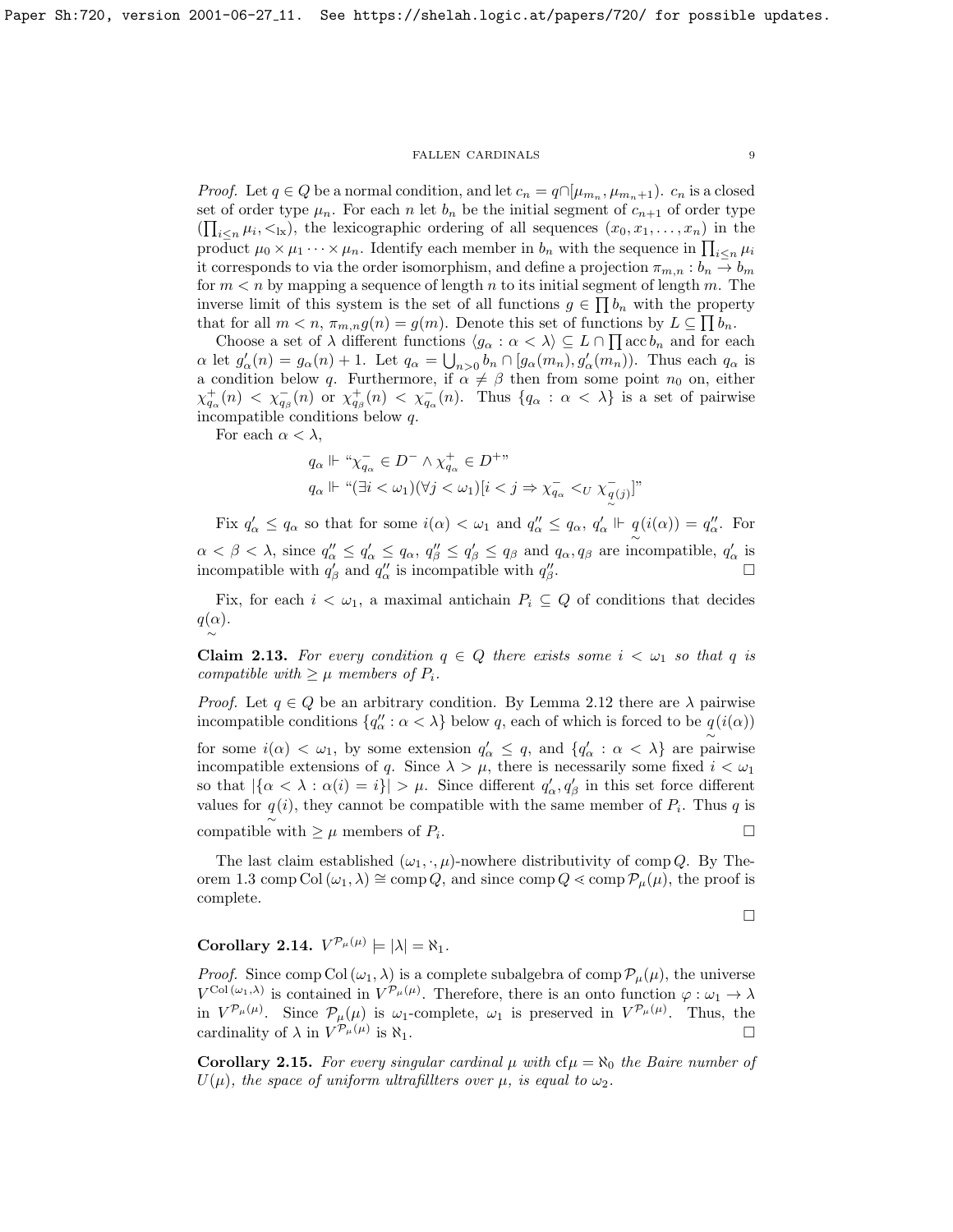*Proof.* Let $q \in Q$ be a normal condition, and let $c_n = q \cap [\mu_{m_n}, \mu_{m_n+1})$. $c_n$ is a closed set of order type $\mu_n$. For each $n$ let $b_n$ be the initial segment of $c_{n+1}$ of order type $(\prod_{i \le n} \mu_i, <_{\text{lx}})$, the lexicographic ordering of all sequences $(x_0, x_1, \ldots, x_n)$ in the product $\mu_0 \times \mu_1 \cdots \times \mu_n$. Identify each member in $b_n$ with the sequence in $\prod_{i \le n} \mu_i$ it corresponds to via the order isomorphism, and define a projection $\pi_{m,n} : b_n \to b_m$ for $m < n$ by mapping a sequence of length $n$ to its initial segment of length $m$. The inverse limit of this system is the set of all functions $g \in \prod b_n$ with the property that for all $m < n$, $\pi_{m,n} g(n) = g(m)$. Denote this set of functions by $L \subseteq \prod b_n$.

Choose a set of $\lambda$ different functions $\langle g_\alpha : \alpha < \lambda \rangle \subseteq L \cap \prod \operatorname{acc} b_n$ and for each $\alpha$ let $g'_\alpha(n) = g_\alpha(n) + 1$. Let $q_\alpha = \bigcup_{n>0} b_n \cap [g_\alpha(m_n), g'_\alpha(m_n))$. Thus each $q_\alpha$ is a condition below $q$. Furthermore, if $\alpha \neq \beta$ then from some point $n_0$ on, either $\chi^+_{q_\alpha}(n) < \chi^-_{q_\beta}(n)$ or $\chi^+_{q_\beta}(n) < \chi^-_{q_\alpha}(n)$. Thus $\{q_\alpha : \alpha < \lambda\}$ is a set of pairwise incompatible conditions below $q$.

For each $\alpha < \lambda$,

$$q_\alpha \Vdash \text{“}\chi^-_{q_\alpha} \in D^- \wedge \chi^+_{q_\alpha} \in D^+\text{”}$$

$$q_\alpha \Vdash \text{“}(\exists i < \omega_1)(\forall j < \omega_1)[i < j \Rightarrow \chi^-_{q_\alpha} <_U \chi^-_{\underset{\sim}{q}(j)}]\text{”}$$

Fix $q'_\alpha \le q_\alpha$ so that for some $i(\alpha) < \omega_1$ and $q''_\alpha \le q_\alpha$, $q'_\alpha \Vdash \underset{\sim}{q}(i(\alpha)) = q''_\alpha$. For $\alpha < \beta < \lambda$, since $q''_\alpha \le q'_\alpha \le q_\alpha$, $q''_\beta \le q'_\beta \le q_\beta$ and $q_\alpha, q_\beta$ are incompatible, $q'_\alpha$ is incompatible with $q'_\beta$ and $q''_\alpha$ is incompatible with $q''_\beta$. $\square$

Fix, for each $i < \omega_1$, a maximal antichain $P_i \subseteq Q$ of conditions that decides $\underset{\sim}{q}(\alpha)$.

**Claim 2.13.** *For every condition $q \in Q$ there exists some $i < \omega_1$ so that $q$ is compatible with $\ge \mu$ members of $P_i$.*

*Proof.* Let $q \in Q$ be an arbitrary condition. By Lemma 2.12 there are $\lambda$ pairwise incompatible conditions $\{q''_\alpha : \alpha < \lambda\}$ below $q$, each of which is forced to be $\underset{\sim}{q}(i(\alpha))$ for some $i(\alpha) < \omega_1$, by some extension $q'_\alpha \le q$, and $\{q'_\alpha : \alpha < \lambda\}$ are pairwise incompatible extensions of $q$. Since $\lambda > \mu$, there is necessarily some fixed $i < \omega_1$ so that $|\{\alpha < \lambda : \alpha(i) = i\}| > \mu$. Since different $q'_\alpha, q'_\beta$ in this set force different values for $\underset{\sim}{q}(i)$, they cannot be compatible with the same member of $P_i$. Thus $q$ is compatible with $\ge \mu$ members of $P_i$. $\square$

The last claim established $(\omega_1, \cdot, \mu)$-nowhere distributivity of $\operatorname{comp} Q$. By Theorem 1.3 $\operatorname{comp} \operatorname{Col}(\omega_1, \lambda) \cong \operatorname{comp} Q$, and since $\operatorname{comp} Q \lessdot \operatorname{comp} \mathcal{P}_\mu(\mu)$, the proof is complete.

$\square$

**Corollary 2.14.** $V^{\mathcal{P}_\mu(\mu)} \models |\lambda| = \aleph_1$.

*Proof.* Since $\operatorname{comp} \operatorname{Col}(\omega_1, \lambda)$ is a complete subalgebra of $\operatorname{comp} \mathcal{P}_\mu(\mu)$, the universe $V^{\operatorname{Col}(\omega_1, \lambda)}$ is contained in $V^{\mathcal{P}_\mu(\mu)}$. Therefore, there is an onto function $\varphi : \omega_1 \to \lambda$ in $V^{\mathcal{P}_\mu(\mu)}$. Since $\mathcal{P}_\mu(\mu)$ is $\omega_1$-complete, $\omega_1$ is preserved in $V^{\mathcal{P}_\mu(\mu)}$. Thus, the cardinality of $\lambda$ in $V^{\mathcal{P}_\mu(\mu)}$ is $\aleph_1$. $\square$

**Corollary 2.15.** *For every singular cardinal $\mu$ with $\operatorname{cf}\mu = \aleph_0$ the Baire number of $U(\mu)$, the space of uniform ultrafillters over $\mu$, is equal to $\omega_2$.*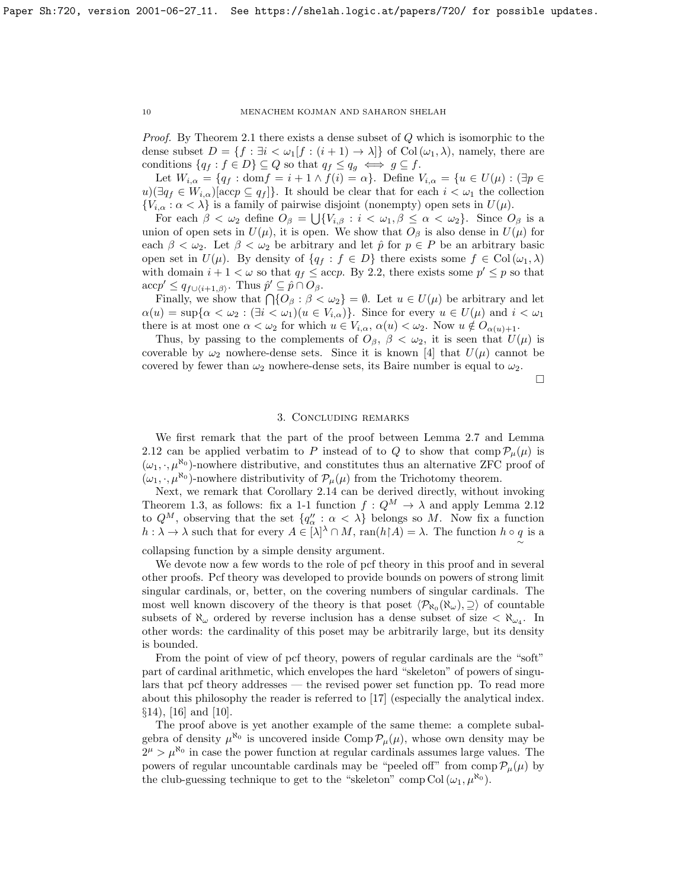*Proof.* By Theorem 2.1 there exists a dense subset of $Q$ which is isomorphic to the dense subset $D = \{f : \exists i < \omega_1 [f : (i+1) \to \lambda]\}$ of $\mathrm{Col}\,(\omega_1, \lambda)$, namely, there are conditions $\{q_f : f \in D\} \subseteq Q$ so that $q_f \leq q_g \iff g \subseteq f$.

Let $W_{i,\alpha} = \{q_f : \mathrm{dom} f = i+1 \wedge f(i) = \alpha\}$. Define $V_{i,\alpha} = \{u \in U(\mu) : (\exists p \in u)(\exists q_f \in W_{i,\alpha})[\mathrm{acc} p \subseteq q_f]\}$. It should be clear that for each $i < \omega_1$ the collection $\{V_{i,\alpha} : \alpha < \lambda\}$ is a family of pairwise disjoint (nonempty) open sets in $U(\mu)$.

For each $\beta < \omega_2$ define $O_\beta = \bigcup\{V_{i,\beta} : i < \omega_1, \beta \leq \alpha < \omega_2\}$. Since $O_\beta$ is a union of open sets in $U(\mu)$, it is open. We show that $O_\beta$ is also dense in $U(\mu)$ for each $\beta < \omega_2$. Let $\beta < \omega_2$ be arbitrary and let $\hat{p}$ for $p \in P$ be an arbitrary basic open set in $U(\mu)$. By density of $\{q_f : f \in D\}$ there exists some $f \in \mathrm{Col}\,(\omega_1, \lambda)$ with domain $i + 1 < \omega$ so that $q_f \leq \mathrm{acc} p$. By 2.2, there exists some $p' \leq p$ so that $\mathrm{acc} p' \leq q_{f \cup \langle i+1, \beta \rangle}$. Thus $\hat{p}' \subseteq \hat{p} \cap O_\beta$.

Finally, we show that $\bigcap\{O_\beta : \beta < \omega_2\} = \emptyset$. Let $u \in U(\mu)$ be arbitrary and let $\alpha(u) = \sup\{\alpha < \omega_2 : (\exists i < \omega_1)(u \in V_{i,\alpha})\}$. Since for every $u \in U(\mu)$ and $i < \omega_1$ there is at most one $\alpha < \omega_2$ for which $u \in V_{i,\alpha}$, $\alpha(u) < \omega_2$. Now $u \notin O_{\alpha(u)+1}$.

Thus, by passing to the complements of $O_\beta$, $\beta < \omega_2$, it is seen that $U(\mu)$ is coverable by $\omega_2$ nowhere-dense sets. Since it is known [4] that $U(\mu)$ cannot be covered by fewer than $\omega_2$ nowhere-dense sets, its Baire number is equal to $\omega_2$.

□

## 3. Concluding remarks

We first remark that the part of the proof between Lemma 2.7 and Lemma 2.12 can be applied verbatim to $P$ instead of to $Q$ to show that $\mathrm{comp}\,\mathcal{P}_\mu(\mu)$ is $(\omega_1, \cdot, \mu^{\aleph_0})$-nowhere distributive, and constitutes thus an alternative ZFC proof of $(\omega_1, \cdot, \mu^{\aleph_0})$-nowhere distributivity of $\mathcal{P}_\mu(\mu)$ from the Trichotomy theorem.

Next, we remark that Corollary 2.14 can be derived directly, without invoking Theorem 1.3, as follows: fix a 1-1 function $f : Q^M \to \lambda$ and apply Lemma 2.12 to $Q^M$, observing that the set $\{q''_\alpha : \alpha < \lambda\}$ belongs so $M$. Now fix a function $h : \lambda \to \lambda$ such that for every $A \in [\lambda]^\lambda \cap M$, $\mathrm{ran}(h \restriction A) = \lambda$. The function $h \circ \underset{\sim}{q}$ is a collapsing function by a simple density argument.

We devote now a few words to the role of pcf theory in this proof and in several other proofs. Pcf theory was developed to provide bounds on powers of strong limit singular cardinals, or, better, on the covering numbers of singular cardinals. The most well known discovery of the theory is that poset $\langle \mathcal{P}_{\aleph_0}(\aleph_\omega), \supseteq \rangle$ of countable subsets of $\aleph_\omega$ ordered by reverse inclusion has a dense subset of size $< \aleph_{\omega_4}$. In other words: the cardinality of this poset may be arbitrarily large, but its density is bounded.

From the point of view of pcf theory, powers of regular cardinals are the "soft" part of cardinal arithmetic, which envelopes the hard "skeleton" of powers of singulars that pcf theory addresses — the revised power set function pp. To read more about this philosophy the reader is referred to [17] (especially the analytical index. §14), [16] and [10].

The proof above is yet another example of the same theme: a complete subalgebra of density $\mu^{\aleph_0}$ is uncovered inside $\mathrm{Comp}\,\mathcal{P}_\mu(\mu)$, whose own density may be $2^\mu > \mu^{\aleph_0}$ in case the power function at regular cardinals assumes large values. The powers of regular uncountable cardinals may be "peeled off" from $\mathrm{comp}\,\mathcal{P}_\mu(\mu)$ by the club-guessing technique to get to the "skeleton" $\mathrm{comp}\,\mathrm{Col}\,(\omega_1, \mu^{\aleph_0})$.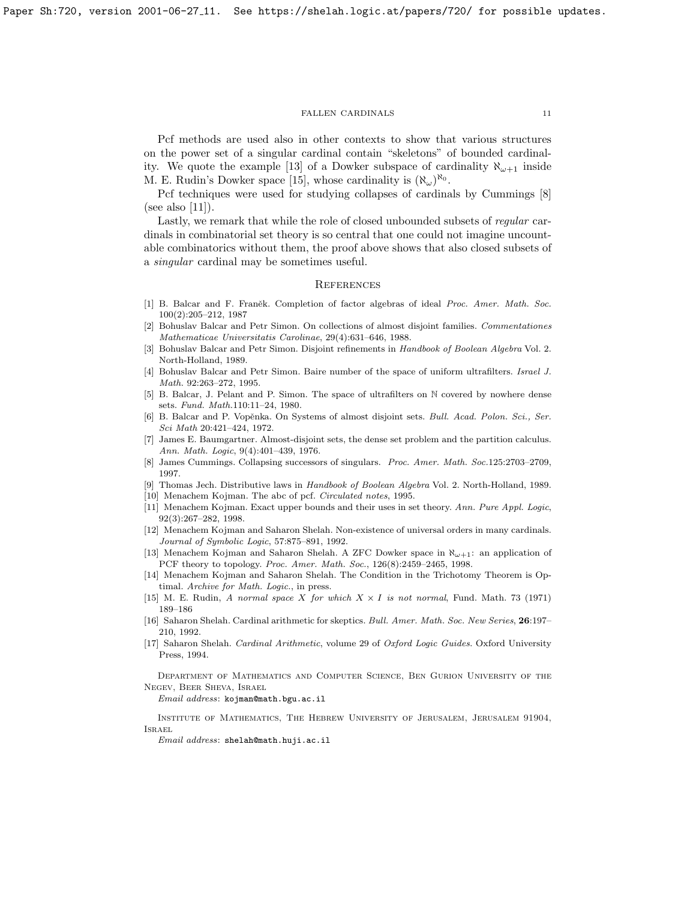Pcf methods are used also in other contexts to show that various structures on the power set of a singular cardinal contain "skeletons" of bounded cardinality. We quote the example [13] of a Dowker subspace of cardinality $\aleph_{\omega+1}$ inside M. E. Rudin's Dowker space [15], whose cardinality is $(\aleph_\omega)^{\aleph_0}$.

Pcf techniques were used for studying collapses of cardinals by Cummings [8] (see also [11]).

Lastly, we remark that while the role of closed unbounded subsets of *regular* cardinals in combinatorial set theory is so central that one could not imagine uncountable combinatorics without them, the proof above shows that also closed subsets of a *singular* cardinal may be sometimes useful.

## References

[1] B. Balcar and F. Franěk. Completion of factor algebras of ideal *Proc. Amer. Math. Soc.* 100(2):205–212, 1987

[2] Bohuslav Balcar and Petr Simon. On collections of almost disjoint families. *Commentationes Mathematicae Universitatis Carolinae*, 29(4):631–646, 1988.

[3] Bohuslav Balcar and Petr Simon. Disjoint refinements in *Handbook of Boolean Algebra* Vol. 2. North-Holland, 1989.

[4] Bohuslav Balcar and Petr Simon. Baire number of the space of uniform ultrafilters. *Israel J. Math.* 92:263–272, 1995.

[5] B. Balcar, J. Pelant and P. Simon. The space of ultrafilters on $\mathbb{N}$ covered by nowhere dense sets. *Fund. Math.*110:11–24, 1980.

[6] B. Balcar and P. Vopěnka. On Systems of almost disjoint sets. *Bull. Acad. Polon. Sci., Ser. Sci Math* 20:421–424, 1972.

[7] James E. Baumgartner. Almost-disjoint sets, the dense set problem and the partition calculus. *Ann. Math. Logic*, 9(4):401–439, 1976.

[8] James Cummings. Collapsing successors of singulars. *Proc. Amer. Math. Soc.*125:2703–2709, 1997.

[9] Thomas Jech. Distributive laws in *Handbook of Boolean Algebra* Vol. 2. North-Holland, 1989.

[10] Menachem Kojman. The abc of pcf. *Circulated notes*, 1995.

[11] Menachem Kojman. Exact upper bounds and their uses in set theory. *Ann. Pure Appl. Logic*, 92(3):267–282, 1998.

[12] Menachem Kojman and Saharon Shelah. Non-existence of universal orders in many cardinals. *Journal of Symbolic Logic*, 57:875–891, 1992.

[13] Menachem Kojman and Saharon Shelah. A ZFC Dowker space in $\aleph_{\omega+1}$: an application of PCF theory to topology. *Proc. Amer. Math. Soc.*, 126(8):2459–2465, 1998.

[14] Menachem Kojman and Saharon Shelah. The Condition in the Trichotomy Theorem is Optimal. *Archive for Math. Logic.*, in press.

[15] M. E. Rudin, *A normal space $X$ for which $X \times I$ is not normal*, Fund. Math. 73 (1971) 189–186

[16] Saharon Shelah. Cardinal arithmetic for skeptics. *Bull. Amer. Math. Soc. New Series*, **26**:197–210, 1992.

[17] Saharon Shelah. *Cardinal Arithmetic*, volume 29 of *Oxford Logic Guides*. Oxford University Press, 1994.

Department of Mathematics and Computer Science, Ben Gurion University of the Negev, Beer Sheva, Israel

*Email address*: kojman@math.bgu.ac.il

Institute of Mathematics, The Hebrew University of Jerusalem, Jerusalem 91904, Israel

*Email address*: shelah@math.huji.ac.il